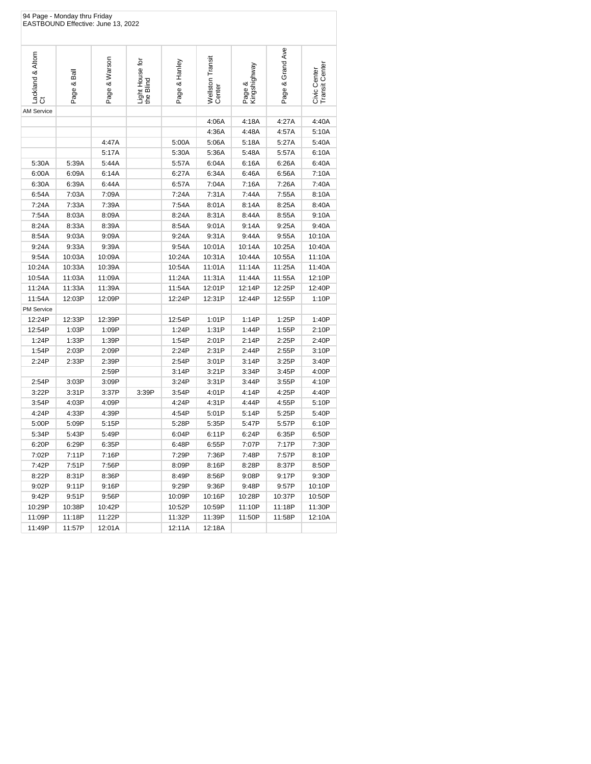94 Page - Monday thru Friday
EASTBOUND Effective: June 13, 2022

| Lackland & Altom Ct | Page & Ball | Page & Warson | Light House for the Blind | Page & Hanley | Wellston Transit Center | Page & Kingshighway | Page & Grand Ave | Civic Center Transit Center |
|---|---|---|---|---|---|---|---|---|
| AM Service | | | | | | | | |
| | | | | | 4:06A | 4:18A | 4:27A | 4:40A |
| | | | | | 4:36A | 4:48A | 4:57A | 5:10A |
| | | 4:47A | | 5:00A | 5:06A | 5:18A | 5:27A | 5:40A |
| | | 5:17A | | 5:30A | 5:36A | 5:48A | 5:57A | 6:10A |
| 5:30A | 5:39A | 5:44A | | 5:57A | 6:04A | 6:16A | 6:26A | 6:40A |
| 6:00A | 6:09A | 6:14A | | 6:27A | 6:34A | 6:46A | 6:56A | 7:10A |
| 6:30A | 6:39A | 6:44A | | 6:57A | 7:04A | 7:16A | 7:26A | 7:40A |
| 6:54A | 7:03A | 7:09A | | 7:24A | 7:31A | 7:44A | 7:55A | 8:10A |
| 7:24A | 7:33A | 7:39A | | 7:54A | 8:01A | 8:14A | 8:25A | 8:40A |
| 7:54A | 8:03A | 8:09A | | 8:24A | 8:31A | 8:44A | 8:55A | 9:10A |
| 8:24A | 8:33A | 8:39A | | 8:54A | 9:01A | 9:14A | 9:25A | 9:40A |
| 8:54A | 9:03A | 9:09A | | 9:24A | 9:31A | 9:44A | 9:55A | 10:10A |
| 9:24A | 9:33A | 9:39A | | 9:54A | 10:01A | 10:14A | 10:25A | 10:40A |
| 9:54A | 10:03A | 10:09A | | 10:24A | 10:31A | 10:44A | 10:55A | 11:10A |
| 10:24A | 10:33A | 10:39A | | 10:54A | 11:01A | 11:14A | 11:25A | 11:40A |
| 10:54A | 11:03A | 11:09A | | 11:24A | 11:31A | 11:44A | 11:55A | 12:10P |
| 11:24A | 11:33A | 11:39A | | 11:54A | 12:01P | 12:14P | 12:25P | 12:40P |
| 11:54A | 12:03P | 12:09P | | 12:24P | 12:31P | 12:44P | 12:55P | 1:10P |
| PM Service | | | | | | | | |
| 12:24P | 12:33P | 12:39P | | 12:54P | 1:01P | 1:14P | 1:25P | 1:40P |
| 12:54P | 1:03P | 1:09P | | 1:24P | 1:31P | 1:44P | 1:55P | 2:10P |
| 1:24P | 1:33P | 1:39P | | 1:54P | 2:01P | 2:14P | 2:25P | 2:40P |
| 1:54P | 2:03P | 2:09P | | 2:24P | 2:31P | 2:44P | 2:55P | 3:10P |
| 2:24P | 2:33P | 2:39P | | 2:54P | 3:01P | 3:14P | 3:25P | 3:40P |
| | | 2:59P | | 3:14P | 3:21P | 3:34P | 3:45P | 4:00P |
| 2:54P | 3:03P | 3:09P | | 3:24P | 3:31P | 3:44P | 3:55P | 4:10P |
| 3:22P | 3:31P | 3:37P | 3:39P | 3:54P | 4:01P | 4:14P | 4:25P | 4:40P |
| 3:54P | 4:03P | 4:09P | | 4:24P | 4:31P | 4:44P | 4:55P | 5:10P |
| 4:24P | 4:33P | 4:39P | | 4:54P | 5:01P | 5:14P | 5:25P | 5:40P |
| 5:00P | 5:09P | 5:15P | | 5:28P | 5:35P | 5:47P | 5:57P | 6:10P |
| 5:34P | 5:43P | 5:49P | | 6:04P | 6:11P | 6:24P | 6:35P | 6:50P |
| 6:20P | 6:29P | 6:35P | | 6:48P | 6:55P | 7:07P | 7:17P | 7:30P |
| 7:02P | 7:11P | 7:16P | | 7:29P | 7:36P | 7:48P | 7:57P | 8:10P |
| 7:42P | 7:51P | 7:56P | | 8:09P | 8:16P | 8:28P | 8:37P | 8:50P |
| 8:22P | 8:31P | 8:36P | | 8:49P | 8:56P | 9:08P | 9:17P | 9:30P |
| 9:02P | 9:11P | 9:16P | | 9:29P | 9:36P | 9:48P | 9:57P | 10:10P |
| 9:42P | 9:51P | 9:56P | | 10:09P | 10:16P | 10:28P | 10:37P | 10:50P |
| 10:29P | 10:38P | 10:42P | | 10:52P | 10:59P | 11:10P | 11:18P | 11:30P |
| 11:09P | 11:18P | 11:22P | | 11:32P | 11:39P | 11:50P | 11:58P | 12:10A |
| 11:49P | 11:57P | 12:01A | | 12:11A | 12:18A | | | |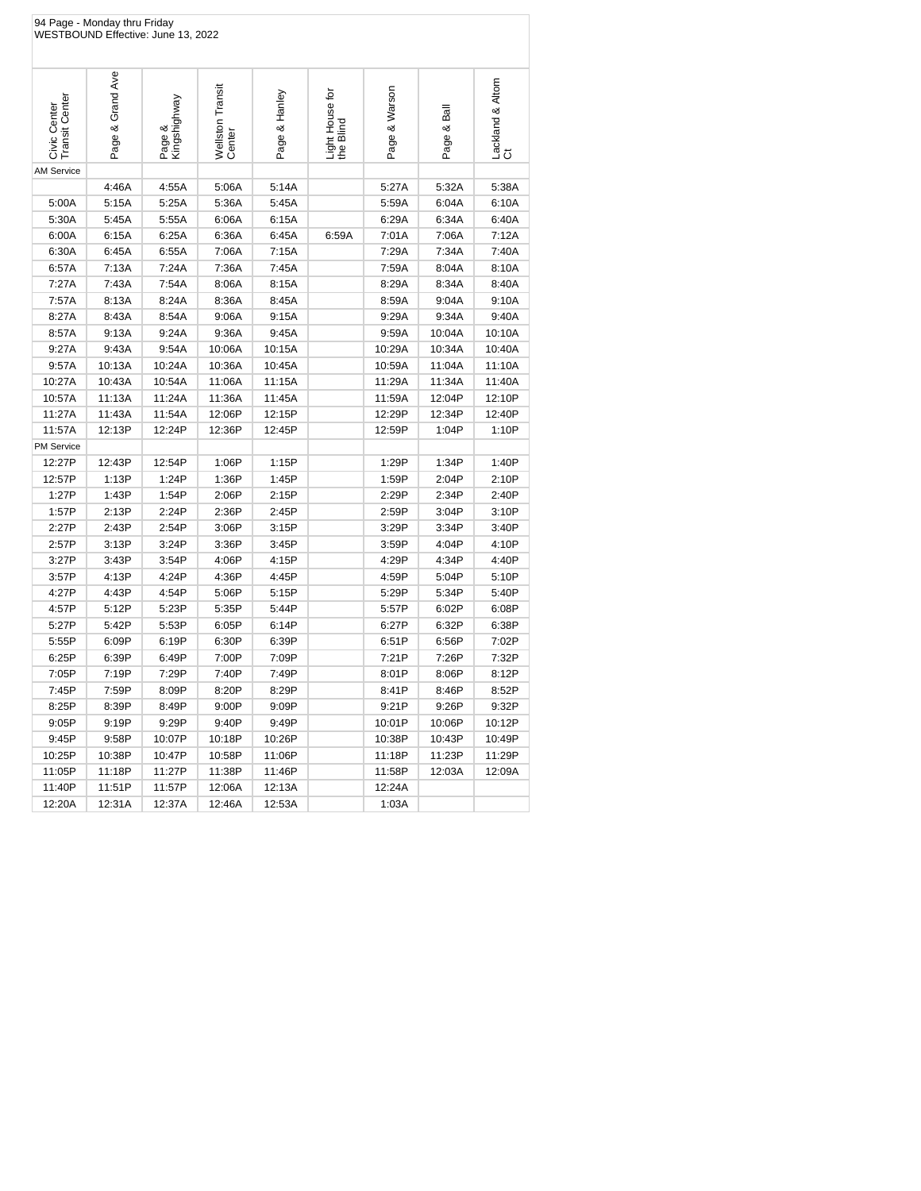94 Page - Monday thru Friday
WESTBOUND Effective: June 13, 2022

| Civic Center Transit Center | Page & Grand Ave | Page & Kingshighway | Wellston Transit Center | Page & Hanley | Light House for the Blind | Page & Warson | Page & Ball | Lackland & Altom Ct |
|---|---|---|---|---|---|---|---|---|
| AM Service | | | | | | | | |
| | 4:46A | 4:55A | 5:06A | 5:14A | | 5:27A | 5:32A | 5:38A |
| 5:00A | 5:15A | 5:25A | 5:36A | 5:45A | | 5:59A | 6:04A | 6:10A |
| 5:30A | 5:45A | 5:55A | 6:06A | 6:15A | | 6:29A | 6:34A | 6:40A |
| 6:00A | 6:15A | 6:25A | 6:36A | 6:45A | 6:59A | 7:01A | 7:06A | 7:12A |
| 6:30A | 6:45A | 6:55A | 7:06A | 7:15A | | 7:29A | 7:34A | 7:40A |
| 6:57A | 7:13A | 7:24A | 7:36A | 7:45A | | 7:59A | 8:04A | 8:10A |
| 7:27A | 7:43A | 7:54A | 8:06A | 8:15A | | 8:29A | 8:34A | 8:40A |
| 7:57A | 8:13A | 8:24A | 8:36A | 8:45A | | 8:59A | 9:04A | 9:10A |
| 8:27A | 8:43A | 8:54A | 9:06A | 9:15A | | 9:29A | 9:34A | 9:40A |
| 8:57A | 9:13A | 9:24A | 9:36A | 9:45A | | 9:59A | 10:04A | 10:10A |
| 9:27A | 9:43A | 9:54A | 10:06A | 10:15A | | 10:29A | 10:34A | 10:40A |
| 9:57A | 10:13A | 10:24A | 10:36A | 10:45A | | 10:59A | 11:04A | 11:10A |
| 10:27A | 10:43A | 10:54A | 11:06A | 11:15A | | 11:29A | 11:34A | 11:40A |
| 10:57A | 11:13A | 11:24A | 11:36A | 11:45A | | 11:59A | 12:04P | 12:10P |
| 11:27A | 11:43A | 11:54A | 12:06P | 12:15P | | 12:29P | 12:34P | 12:40P |
| 11:57A | 12:13P | 12:24P | 12:36P | 12:45P | | 12:59P | 1:04P | 1:10P |
| PM Service | | | | | | | | |
| 12:27P | 12:43P | 12:54P | 1:06P | 1:15P | | 1:29P | 1:34P | 1:40P |
| 12:57P | 1:13P | 1:24P | 1:36P | 1:45P | | 1:59P | 2:04P | 2:10P |
| 1:27P | 1:43P | 1:54P | 2:06P | 2:15P | | 2:29P | 2:34P | 2:40P |
| 1:57P | 2:13P | 2:24P | 2:36P | 2:45P | | 2:59P | 3:04P | 3:10P |
| 2:27P | 2:43P | 2:54P | 3:06P | 3:15P | | 3:29P | 3:34P | 3:40P |
| 2:57P | 3:13P | 3:24P | 3:36P | 3:45P | | 3:59P | 4:04P | 4:10P |
| 3:27P | 3:43P | 3:54P | 4:06P | 4:15P | | 4:29P | 4:34P | 4:40P |
| 3:57P | 4:13P | 4:24P | 4:36P | 4:45P | | 4:59P | 5:04P | 5:10P |
| 4:27P | 4:43P | 4:54P | 5:06P | 5:15P | | 5:29P | 5:34P | 5:40P |
| 4:57P | 5:12P | 5:23P | 5:35P | 5:44P | | 5:57P | 6:02P | 6:08P |
| 5:27P | 5:42P | 5:53P | 6:05P | 6:14P | | 6:27P | 6:32P | 6:38P |
| 5:55P | 6:09P | 6:19P | 6:30P | 6:39P | | 6:51P | 6:56P | 7:02P |
| 6:25P | 6:39P | 6:49P | 7:00P | 7:09P | | 7:21P | 7:26P | 7:32P |
| 7:05P | 7:19P | 7:29P | 7:40P | 7:49P | | 8:01P | 8:06P | 8:12P |
| 7:45P | 7:59P | 8:09P | 8:20P | 8:29P | | 8:41P | 8:46P | 8:52P |
| 8:25P | 8:39P | 8:49P | 9:00P | 9:09P | | 9:21P | 9:26P | 9:32P |
| 9:05P | 9:19P | 9:29P | 9:40P | 9:49P | | 10:01P | 10:06P | 10:12P |
| 9:45P | 9:58P | 10:07P | 10:18P | 10:26P | | 10:38P | 10:43P | 10:49P |
| 10:25P | 10:38P | 10:47P | 10:58P | 11:06P | | 11:18P | 11:23P | 11:29P |
| 11:05P | 11:18P | 11:27P | 11:38P | 11:46P | | 11:58P | 12:03A | 12:09A |
| 11:40P | 11:51P | 11:57P | 12:06A | 12:13A | | 12:24A | | |
| 12:20A | 12:31A | 12:37A | 12:46A | 12:53A | | 1:03A | | |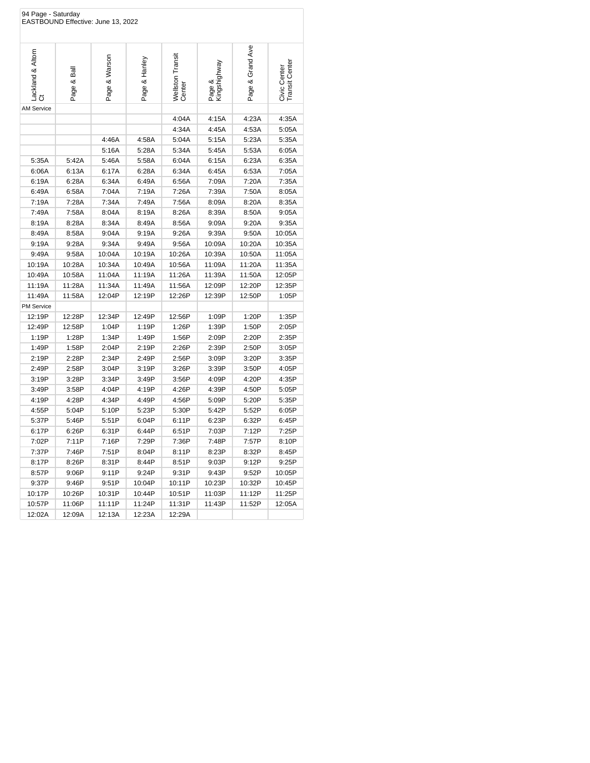94 Page - Saturday
EASTBOUND Effective: June 13, 2022

| Lackland & Altom Ct | Page & Ball | Page & Warson | Page & Hanley | Wellston Transit Center | Page & Kingshighway | Page & Grand Ave | Civic Center Transit Center |
|---|---|---|---|---|---|---|---|
| AM Service | | | | | | | |
| | | | | 4:04A | 4:15A | 4:23A | 4:35A |
| | | | | 4:34A | 4:45A | 4:53A | 5:05A |
| | | 4:46A | 4:58A | 5:04A | 5:15A | 5:23A | 5:35A |
| | | 5:16A | 5:28A | 5:34A | 5:45A | 5:53A | 6:05A |
| 5:35A | 5:42A | 5:46A | 5:58A | 6:04A | 6:15A | 6:23A | 6:35A |
| 6:06A | 6:13A | 6:17A | 6:28A | 6:34A | 6:45A | 6:53A | 7:05A |
| 6:19A | 6:28A | 6:34A | 6:49A | 6:56A | 7:09A | 7:20A | 7:35A |
| 6:49A | 6:58A | 7:04A | 7:19A | 7:26A | 7:39A | 7:50A | 8:05A |
| 7:19A | 7:28A | 7:34A | 7:49A | 7:56A | 8:09A | 8:20A | 8:35A |
| 7:49A | 7:58A | 8:04A | 8:19A | 8:26A | 8:39A | 8:50A | 9:05A |
| 8:19A | 8:28A | 8:34A | 8:49A | 8:56A | 9:09A | 9:20A | 9:35A |
| 8:49A | 8:58A | 9:04A | 9:19A | 9:26A | 9:39A | 9:50A | 10:05A |
| 9:19A | 9:28A | 9:34A | 9:49A | 9:56A | 10:09A | 10:20A | 10:35A |
| 9:49A | 9:58A | 10:04A | 10:19A | 10:26A | 10:39A | 10:50A | 11:05A |
| 10:19A | 10:28A | 10:34A | 10:49A | 10:56A | 11:09A | 11:20A | 11:35A |
| 10:49A | 10:58A | 11:04A | 11:19A | 11:26A | 11:39A | 11:50A | 12:05P |
| 11:19A | 11:28A | 11:34A | 11:49A | 11:56A | 12:09P | 12:20P | 12:35P |
| 11:49A | 11:58A | 12:04P | 12:19P | 12:26P | 12:39P | 12:50P | 1:05P |
| PM Service | | | | | | | |
| 12:19P | 12:28P | 12:34P | 12:49P | 12:56P | 1:09P | 1:20P | 1:35P |
| 12:49P | 12:58P | 1:04P | 1:19P | 1:26P | 1:39P | 1:50P | 2:05P |
| 1:19P | 1:28P | 1:34P | 1:49P | 1:56P | 2:09P | 2:20P | 2:35P |
| 1:49P | 1:58P | 2:04P | 2:19P | 2:26P | 2:39P | 2:50P | 3:05P |
| 2:19P | 2:28P | 2:34P | 2:49P | 2:56P | 3:09P | 3:20P | 3:35P |
| 2:49P | 2:58P | 3:04P | 3:19P | 3:26P | 3:39P | 3:50P | 4:05P |
| 3:19P | 3:28P | 3:34P | 3:49P | 3:56P | 4:09P | 4:20P | 4:35P |
| 3:49P | 3:58P | 4:04P | 4:19P | 4:26P | 4:39P | 4:50P | 5:05P |
| 4:19P | 4:28P | 4:34P | 4:49P | 4:56P | 5:09P | 5:20P | 5:35P |
| 4:55P | 5:04P | 5:10P | 5:23P | 5:30P | 5:42P | 5:52P | 6:05P |
| 5:37P | 5:46P | 5:51P | 6:04P | 6:11P | 6:23P | 6:32P | 6:45P |
| 6:17P | 6:26P | 6:31P | 6:44P | 6:51P | 7:03P | 7:12P | 7:25P |
| 7:02P | 7:11P | 7:16P | 7:29P | 7:36P | 7:48P | 7:57P | 8:10P |
| 7:37P | 7:46P | 7:51P | 8:04P | 8:11P | 8:23P | 8:32P | 8:45P |
| 8:17P | 8:26P | 8:31P | 8:44P | 8:51P | 9:03P | 9:12P | 9:25P |
| 8:57P | 9:06P | 9:11P | 9:24P | 9:31P | 9:43P | 9:52P | 10:05P |
| 9:37P | 9:46P | 9:51P | 10:04P | 10:11P | 10:23P | 10:32P | 10:45P |
| 10:17P | 10:26P | 10:31P | 10:44P | 10:51P | 11:03P | 11:12P | 11:25P |
| 10:57P | 11:06P | 11:11P | 11:24P | 11:31P | 11:43P | 11:52P | 12:05A |
| 12:02A | 12:09A | 12:13A | 12:23A | 12:29A | | | |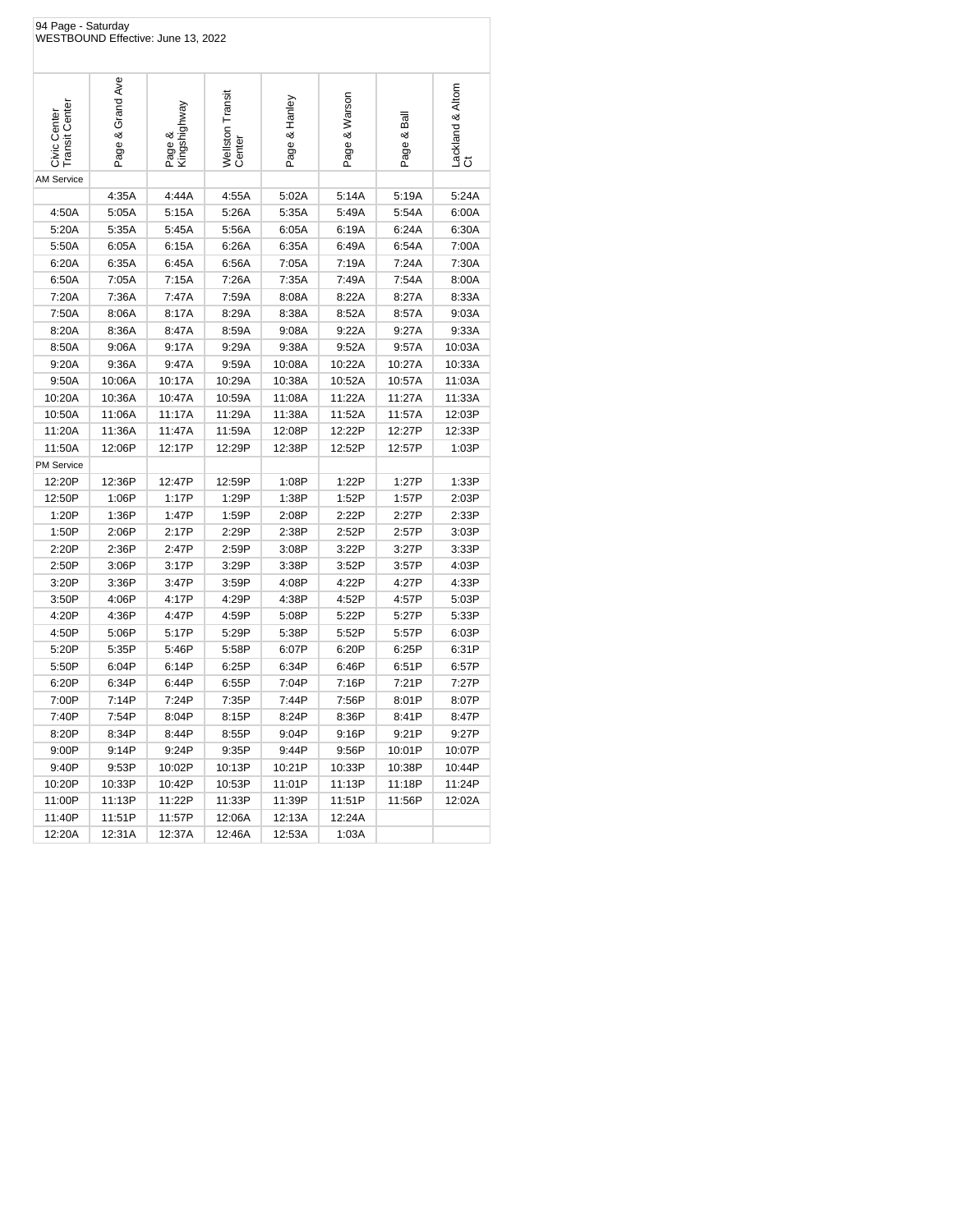94 Page - Saturday
WESTBOUND Effective: June 13, 2022

| Civic Center Transit Center | Page & Grand Ave | Page & Kingshighway | Wellston Transit Center | Page & Hanley | Page & Warson | Page & Ball | Lackland & Altom Ct |
|---|---|---|---|---|---|---|---|
| AM Service | | | | | | | |
| | 4:35A | 4:44A | 4:55A | 5:02A | 5:14A | 5:19A | 5:24A |
| 4:50A | 5:05A | 5:15A | 5:26A | 5:35A | 5:49A | 5:54A | 6:00A |
| 5:20A | 5:35A | 5:45A | 5:56A | 6:05A | 6:19A | 6:24A | 6:30A |
| 5:50A | 6:05A | 6:15A | 6:26A | 6:35A | 6:49A | 6:54A | 7:00A |
| 6:20A | 6:35A | 6:45A | 6:56A | 7:05A | 7:19A | 7:24A | 7:30A |
| 6:50A | 7:05A | 7:15A | 7:26A | 7:35A | 7:49A | 7:54A | 8:00A |
| 7:20A | 7:36A | 7:47A | 7:59A | 8:08A | 8:22A | 8:27A | 8:33A |
| 7:50A | 8:06A | 8:17A | 8:29A | 8:38A | 8:52A | 8:57A | 9:03A |
| 8:20A | 8:36A | 8:47A | 8:59A | 9:08A | 9:22A | 9:27A | 9:33A |
| 8:50A | 9:06A | 9:17A | 9:29A | 9:38A | 9:52A | 9:57A | 10:03A |
| 9:20A | 9:36A | 9:47A | 9:59A | 10:08A | 10:22A | 10:27A | 10:33A |
| 9:50A | 10:06A | 10:17A | 10:29A | 10:38A | 10:52A | 10:57A | 11:03A |
| 10:20A | 10:36A | 10:47A | 10:59A | 11:08A | 11:22A | 11:27A | 11:33A |
| 10:50A | 11:06A | 11:17A | 11:29A | 11:38A | 11:52A | 11:57A | 12:03P |
| 11:20A | 11:36A | 11:47A | 11:59A | 12:08P | 12:22P | 12:27P | 12:33P |
| 11:50A | 12:06P | 12:17P | 12:29P | 12:38P | 12:52P | 12:57P | 1:03P |
| PM Service | | | | | | | |
| 12:20P | 12:36P | 12:47P | 12:59P | 1:08P | 1:22P | 1:27P | 1:33P |
| 12:50P | 1:06P | 1:17P | 1:29P | 1:38P | 1:52P | 1:57P | 2:03P |
| 1:20P | 1:36P | 1:47P | 1:59P | 2:08P | 2:22P | 2:27P | 2:33P |
| 1:50P | 2:06P | 2:17P | 2:29P | 2:38P | 2:52P | 2:57P | 3:03P |
| 2:20P | 2:36P | 2:47P | 2:59P | 3:08P | 3:22P | 3:27P | 3:33P |
| 2:50P | 3:06P | 3:17P | 3:29P | 3:38P | 3:52P | 3:57P | 4:03P |
| 3:20P | 3:36P | 3:47P | 3:59P | 4:08P | 4:22P | 4:27P | 4:33P |
| 3:50P | 4:06P | 4:17P | 4:29P | 4:38P | 4:52P | 4:57P | 5:03P |
| 4:20P | 4:36P | 4:47P | 4:59P | 5:08P | 5:22P | 5:27P | 5:33P |
| 4:50P | 5:06P | 5:17P | 5:29P | 5:38P | 5:52P | 5:57P | 6:03P |
| 5:20P | 5:35P | 5:46P | 5:58P | 6:07P | 6:20P | 6:25P | 6:31P |
| 5:50P | 6:04P | 6:14P | 6:25P | 6:34P | 6:46P | 6:51P | 6:57P |
| 6:20P | 6:34P | 6:44P | 6:55P | 7:04P | 7:16P | 7:21P | 7:27P |
| 7:00P | 7:14P | 7:24P | 7:35P | 7:44P | 7:56P | 8:01P | 8:07P |
| 7:40P | 7:54P | 8:04P | 8:15P | 8:24P | 8:36P | 8:41P | 8:47P |
| 8:20P | 8:34P | 8:44P | 8:55P | 9:04P | 9:16P | 9:21P | 9:27P |
| 9:00P | 9:14P | 9:24P | 9:35P | 9:44P | 9:56P | 10:01P | 10:07P |
| 9:40P | 9:53P | 10:02P | 10:13P | 10:21P | 10:33P | 10:38P | 10:44P |
| 10:20P | 10:33P | 10:42P | 10:53P | 11:01P | 11:13P | 11:18P | 11:24P |
| 11:00P | 11:13P | 11:22P | 11:33P | 11:39P | 11:51P | 11:56P | 12:02A |
| 11:40P | 11:51P | 11:57P | 12:06A | 12:13A | 12:24A | | |
| 12:20A | 12:31A | 12:37A | 12:46A | 12:53A | 1:03A | | |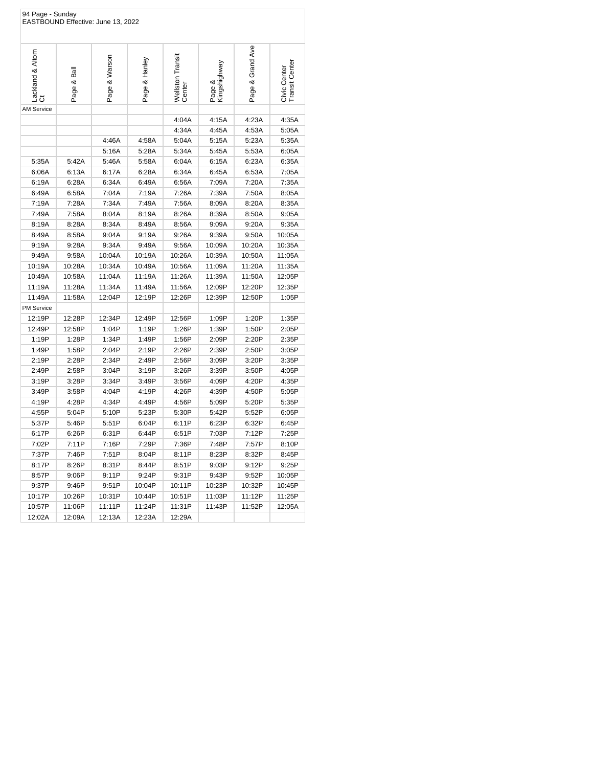94 Page - Sunday
EASTBOUND Effective: June 13, 2022

| Lackland & Altom Ct | Page & Ball | Page & Warson | Page & Hanley | Wellston Transit Center | Page & Kingshighway | Page & Grand Ave | Civic Center Transit Center |
|---|---|---|---|---|---|---|---|
| AM Service | | | | | | | |
| | | | | 4:04A | 4:15A | 4:23A | 4:35A |
| | | | | 4:34A | 4:45A | 4:53A | 5:05A |
| | | 4:46A | 4:58A | 5:04A | 5:15A | 5:23A | 5:35A |
| | | 5:16A | 5:28A | 5:34A | 5:45A | 5:53A | 6:05A |
| 5:35A | 5:42A | 5:46A | 5:58A | 6:04A | 6:15A | 6:23A | 6:35A |
| 6:06A | 6:13A | 6:17A | 6:28A | 6:34A | 6:45A | 6:53A | 7:05A |
| 6:19A | 6:28A | 6:34A | 6:49A | 6:56A | 7:09A | 7:20A | 7:35A |
| 6:49A | 6:58A | 7:04A | 7:19A | 7:26A | 7:39A | 7:50A | 8:05A |
| 7:19A | 7:28A | 7:34A | 7:49A | 7:56A | 8:09A | 8:20A | 8:35A |
| 7:49A | 7:58A | 8:04A | 8:19A | 8:26A | 8:39A | 8:50A | 9:05A |
| 8:19A | 8:28A | 8:34A | 8:49A | 8:56A | 9:09A | 9:20A | 9:35A |
| 8:49A | 8:58A | 9:04A | 9:19A | 9:26A | 9:39A | 9:50A | 10:05A |
| 9:19A | 9:28A | 9:34A | 9:49A | 9:56A | 10:09A | 10:20A | 10:35A |
| 9:49A | 9:58A | 10:04A | 10:19A | 10:26A | 10:39A | 10:50A | 11:05A |
| 10:19A | 10:28A | 10:34A | 10:49A | 10:56A | 11:09A | 11:20A | 11:35A |
| 10:49A | 10:58A | 11:04A | 11:19A | 11:26A | 11:39A | 11:50A | 12:05P |
| 11:19A | 11:28A | 11:34A | 11:49A | 11:56A | 12:09P | 12:20P | 12:35P |
| 11:49A | 11:58A | 12:04P | 12:19P | 12:26P | 12:39P | 12:50P | 1:05P |
| PM Service | | | | | | | |
| 12:19P | 12:28P | 12:34P | 12:49P | 12:56P | 1:09P | 1:20P | 1:35P |
| 12:49P | 12:58P | 1:04P | 1:19P | 1:26P | 1:39P | 1:50P | 2:05P |
| 1:19P | 1:28P | 1:34P | 1:49P | 1:56P | 2:09P | 2:20P | 2:35P |
| 1:49P | 1:58P | 2:04P | 2:19P | 2:26P | 2:39P | 2:50P | 3:05P |
| 2:19P | 2:28P | 2:34P | 2:49P | 2:56P | 3:09P | 3:20P | 3:35P |
| 2:49P | 2:58P | 3:04P | 3:19P | 3:26P | 3:39P | 3:50P | 4:05P |
| 3:19P | 3:28P | 3:34P | 3:49P | 3:56P | 4:09P | 4:20P | 4:35P |
| 3:49P | 3:58P | 4:04P | 4:19P | 4:26P | 4:39P | 4:50P | 5:05P |
| 4:19P | 4:28P | 4:34P | 4:49P | 4:56P | 5:09P | 5:20P | 5:35P |
| 4:55P | 5:04P | 5:10P | 5:23P | 5:30P | 5:42P | 5:52P | 6:05P |
| 5:37P | 5:46P | 5:51P | 6:04P | 6:11P | 6:23P | 6:32P | 6:45P |
| 6:17P | 6:26P | 6:31P | 6:44P | 6:51P | 7:03P | 7:12P | 7:25P |
| 7:02P | 7:11P | 7:16P | 7:29P | 7:36P | 7:48P | 7:57P | 8:10P |
| 7:37P | 7:46P | 7:51P | 8:04P | 8:11P | 8:23P | 8:32P | 8:45P |
| 8:17P | 8:26P | 8:31P | 8:44P | 8:51P | 9:03P | 9:12P | 9:25P |
| 8:57P | 9:06P | 9:11P | 9:24P | 9:31P | 9:43P | 9:52P | 10:05P |
| 9:37P | 9:46P | 9:51P | 10:04P | 10:11P | 10:23P | 10:32P | 10:45P |
| 10:17P | 10:26P | 10:31P | 10:44P | 10:51P | 11:03P | 11:12P | 11:25P |
| 10:57P | 11:06P | 11:11P | 11:24P | 11:31P | 11:43P | 11:52P | 12:05A |
| 12:02A | 12:09A | 12:13A | 12:23A | 12:29A | | | |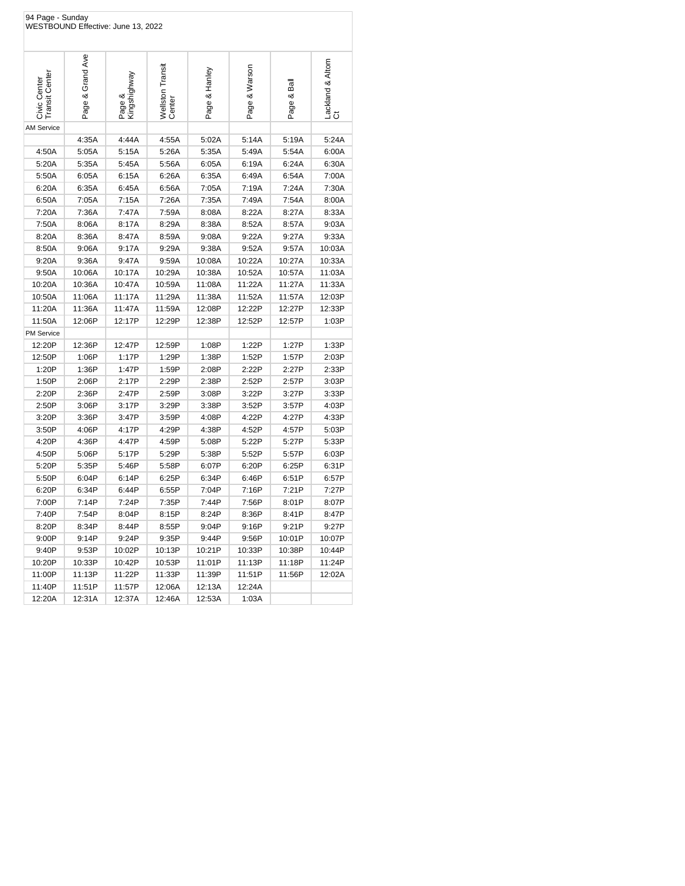94 Page - Sunday
WESTBOUND Effective: June 13, 2022

| Civic Center Transit Center | Page & Grand Ave | Page & Kingshighway | Wellston Transit Center | Page & Hanley | Page & Warson | Page & Ball | Lackland & Altom Ct |
|---|---|---|---|---|---|---|---|
| AM Service | | | | | | | |
| | 4:35A | 4:44A | 4:55A | 5:02A | 5:14A | 5:19A | 5:24A |
| 4:50A | 5:05A | 5:15A | 5:26A | 5:35A | 5:49A | 5:54A | 6:00A |
| 5:20A | 5:35A | 5:45A | 5:56A | 6:05A | 6:19A | 6:24A | 6:30A |
| 5:50A | 6:05A | 6:15A | 6:26A | 6:35A | 6:49A | 6:54A | 7:00A |
| 6:20A | 6:35A | 6:45A | 6:56A | 7:05A | 7:19A | 7:24A | 7:30A |
| 6:50A | 7:05A | 7:15A | 7:26A | 7:35A | 7:49A | 7:54A | 8:00A |
| 7:20A | 7:36A | 7:47A | 7:59A | 8:08A | 8:22A | 8:27A | 8:33A |
| 7:50A | 8:06A | 8:17A | 8:29A | 8:38A | 8:52A | 8:57A | 9:03A |
| 8:20A | 8:36A | 8:47A | 8:59A | 9:08A | 9:22A | 9:27A | 9:33A |
| 8:50A | 9:06A | 9:17A | 9:29A | 9:38A | 9:52A | 9:57A | 10:03A |
| 9:20A | 9:36A | 9:47A | 9:59A | 10:08A | 10:22A | 10:27A | 10:33A |
| 9:50A | 10:06A | 10:17A | 10:29A | 10:38A | 10:52A | 10:57A | 11:03A |
| 10:20A | 10:36A | 10:47A | 10:59A | 11:08A | 11:22A | 11:27A | 11:33A |
| 10:50A | 11:06A | 11:17A | 11:29A | 11:38A | 11:52A | 11:57A | 12:03P |
| 11:20A | 11:36A | 11:47A | 11:59A | 12:08P | 12:22P | 12:27P | 12:33P |
| 11:50A | 12:06P | 12:17P | 12:29P | 12:38P | 12:52P | 12:57P | 1:03P |
| PM Service | | | | | | | |
| 12:20P | 12:36P | 12:47P | 12:59P | 1:08P | 1:22P | 1:27P | 1:33P |
| 12:50P | 1:06P | 1:17P | 1:29P | 1:38P | 1:52P | 1:57P | 2:03P |
| 1:20P | 1:36P | 1:47P | 1:59P | 2:08P | 2:22P | 2:27P | 2:33P |
| 1:50P | 2:06P | 2:17P | 2:29P | 2:38P | 2:52P | 2:57P | 3:03P |
| 2:20P | 2:36P | 2:47P | 2:59P | 3:08P | 3:22P | 3:27P | 3:33P |
| 2:50P | 3:06P | 3:17P | 3:29P | 3:38P | 3:52P | 3:57P | 4:03P |
| 3:20P | 3:36P | 3:47P | 3:59P | 4:08P | 4:22P | 4:27P | 4:33P |
| 3:50P | 4:06P | 4:17P | 4:29P | 4:38P | 4:52P | 4:57P | 5:03P |
| 4:20P | 4:36P | 4:47P | 4:59P | 5:08P | 5:22P | 5:27P | 5:33P |
| 4:50P | 5:06P | 5:17P | 5:29P | 5:38P | 5:52P | 5:57P | 6:03P |
| 5:20P | 5:35P | 5:46P | 5:58P | 6:07P | 6:20P | 6:25P | 6:31P |
| 5:50P | 6:04P | 6:14P | 6:25P | 6:34P | 6:46P | 6:51P | 6:57P |
| 6:20P | 6:34P | 6:44P | 6:55P | 7:04P | 7:16P | 7:21P | 7:27P |
| 7:00P | 7:14P | 7:24P | 7:35P | 7:44P | 7:56P | 8:01P | 8:07P |
| 7:40P | 7:54P | 8:04P | 8:15P | 8:24P | 8:36P | 8:41P | 8:47P |
| 8:20P | 8:34P | 8:44P | 8:55P | 9:04P | 9:16P | 9:21P | 9:27P |
| 9:00P | 9:14P | 9:24P | 9:35P | 9:44P | 9:56P | 10:01P | 10:07P |
| 9:40P | 9:53P | 10:02P | 10:13P | 10:21P | 10:33P | 10:38P | 10:44P |
| 10:20P | 10:33P | 10:42P | 10:53P | 11:01P | 11:13P | 11:18P | 11:24P |
| 11:00P | 11:13P | 11:22P | 11:33P | 11:39P | 11:51P | 11:56P | 12:02A |
| 11:40P | 11:51P | 11:57P | 12:06A | 12:13A | 12:24A | | |
| 12:20A | 12:31A | 12:37A | 12:46A | 12:53A | 1:03A | | |